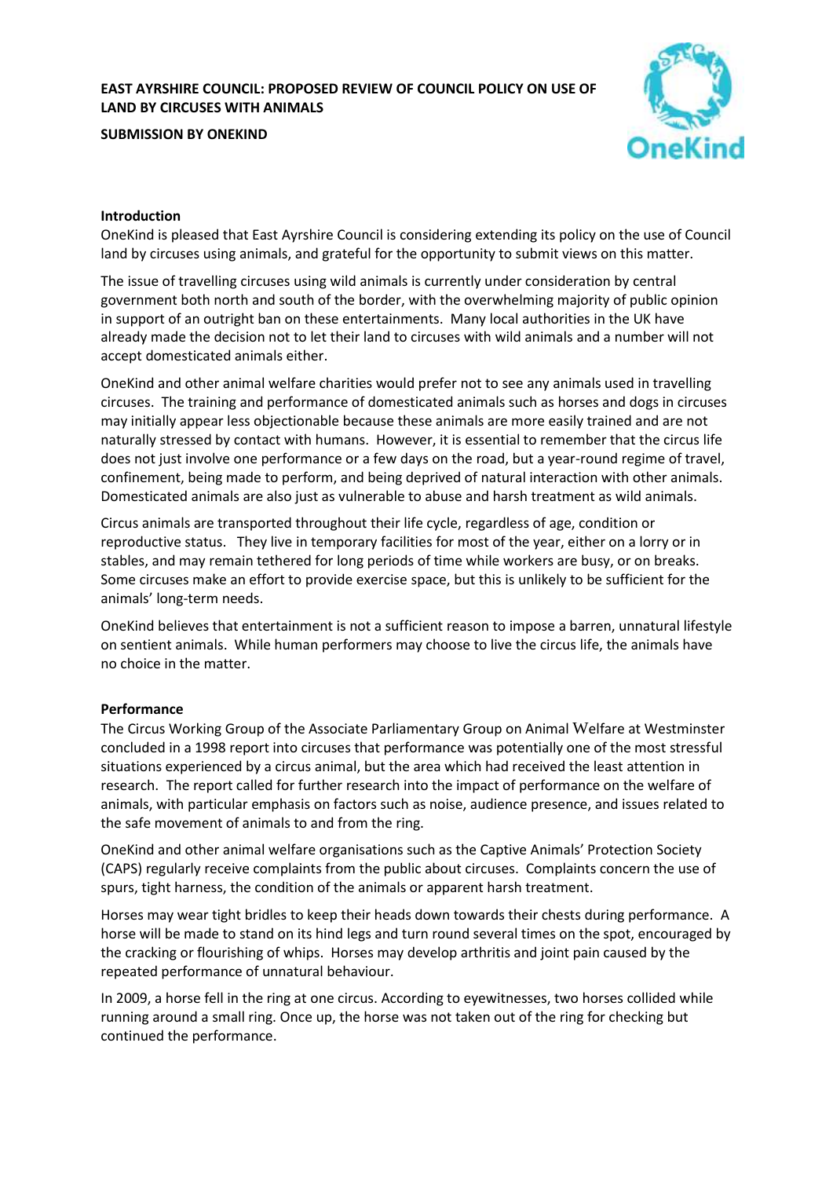**EAST AYRSHIRE COUNCIL: PROPOSED REVIEW OF COUNCIL POLICY ON USE OF LAND BY CIRCUSES WITH ANIMALS**

**SUBMISSION BY ONEKIND**

**Introduction**

OneKind is pleased that East Ayrshire Council is considering extending its policy on the use of Council land by circuses using animals, and grateful for the opportunity to submit views on this matter.

The issue of travelling circuses using wild animals is currently under consideration by central government both north and south of the border, with the overwhelming majority of public opinion in support of an outright ban on these entertainments. Many local authorities in the UK have already made the decision not to let their land to circuses with wild animals and a number will not accept domesticated animals either.

OneKind and other animal welfare charities would prefer not to see any animals used in travelling circuses. The training and performance of domesticated animals such as horses and dogs in circuses may initially appear less objectionable because these animals are more easily trained and are not naturally stressed by contact with humans. However, it is essential to remember that the circus life does not just involve one performance or a few days on the road, but a year-round regime of travel, confinement, being made to perform, and being deprived of natural interaction with other animals. Domesticated animals are also just as vulnerable to abuse and harsh treatment as wild animals.

Circus animals are transported throughout their life cycle, regardless of age, condition or reproductive status. They live in temporary facilities for most of the year, either on a lorry or in stables, and may remain tethered for long periods of time while workers are busy, or on breaks. Some circuses make an effort to provide exercise space, but this is unlikely to be sufficient for the animals' long-term needs.

OneKind believes that entertainment is not a sufficient reason to impose a barren, unnatural lifestyle on sentient animals. While human performers may choose to live the circus life, the animals have no choice in the matter.

**Performance**

The Circus Working Group of the Associate Parliamentary Group on Animal Welfare at Westminster concluded in a 1998 report into circuses that performance was potentially one of the most stressful situations experienced by a circus animal, but the area which had received the least attention in research. The report called for further research into the impact of performance on the welfare of animals, with particular emphasis on factors such as noise, audience presence, and issues related to the safe movement of animals to and from the ring.

OneKind and other animal welfare organisations such as the Captive Animals' Protection Society (CAPS) regularly receive complaints from the public about circuses. Complaints concern the use of spurs, tight harness, the condition of the animals or apparent harsh treatment.

Horses may wear tight bridles to keep their heads down towards their chests during performance. A horse will be made to stand on its hind legs and turn round several times on the spot, encouraged by the cracking or flourishing of whips. Horses may develop arthritis and joint pain caused by the repeated performance of unnatural behaviour.

In 2009, a horse fell in the ring at one circus. According to eyewitnesses, two horses collided while running around a small ring. Once up, the horse was not taken out of the ring for checking but continued the performance.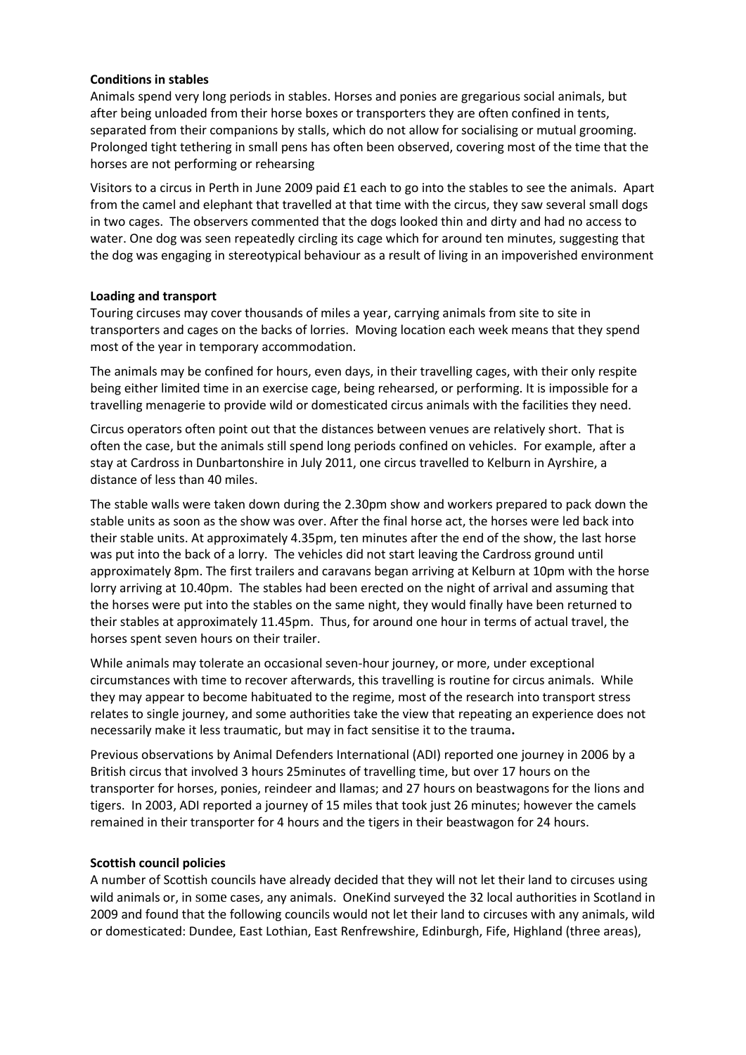**Conditions in stables**

Animals spend very long periods in stables. Horses and ponies are gregarious social animals, but after being unloaded from their horse boxes or transporters they are often confined in tents, separated from their companions by stalls, which do not allow for socialising or mutual grooming. Prolonged tight tethering in small pens has often been observed, covering most of the time that the horses are not performing or rehearsing

Visitors to a circus in Perth in June 2009 paid £1 each to go into the stables to see the animals. Apart from the camel and elephant that travelled at that time with the circus, they saw several small dogs in two cages. The observers commented that the dogs looked thin and dirty and had no access to water. One dog was seen repeatedly circling its cage which for around ten minutes, suggesting that the dog was engaging in stereotypical behaviour as a result of living in an impoverished environment

**Loading and transport**

Touring circuses may cover thousands of miles a year, carrying animals from site to site in transporters and cages on the backs of lorries. Moving location each week means that they spend most of the year in temporary accommodation.

The animals may be confined for hours, even days, in their travelling cages, with their only respite being either limited time in an exercise cage, being rehearsed, or performing. It is impossible for a travelling menagerie to provide wild or domesticated circus animals with the facilities they need.

Circus operators often point out that the distances between venues are relatively short. That is often the case, but the animals still spend long periods confined on vehicles. For example, after a stay at Cardross in Dunbartonshire in July 2011, one circus travelled to Kelburn in Ayrshire, a distance of less than 40 miles.

The stable walls were taken down during the 2.30pm show and workers prepared to pack down the stable units as soon as the show was over. After the final horse act, the horses were led back into their stable units. At approximately 4.35pm, ten minutes after the end of the show, the last horse was put into the back of a lorry. The vehicles did not start leaving the Cardross ground until approximately 8pm. The first trailers and caravans began arriving at Kelburn at 10pm with the horse lorry arriving at 10.40pm. The stables had been erected on the night of arrival and assuming that the horses were put into the stables on the same night, they would finally have been returned to their stables at approximately 11.45pm. Thus, for around one hour in terms of actual travel, the horses spent seven hours on their trailer.

While animals may tolerate an occasional seven-hour journey, or more, under exceptional circumstances with time to recover afterwards, this travelling is routine for circus animals. While they may appear to become habituated to the regime, most of the research into transport stress relates to single journey, and some authorities take the view that repeating an experience does not necessarily make it less traumatic, but may in fact sensitise it to the trauma.

Previous observations by Animal Defenders International (ADI) reported one journey in 2006 by a British circus that involved 3 hours 25minutes of travelling time, but over 17 hours on the transporter for horses, ponies, reindeer and llamas; and 27 hours on beastwagons for the lions and tigers. In 2003, ADI reported a journey of 15 miles that took just 26 minutes; however the camels remained in their transporter for 4 hours and the tigers in their beastwagon for 24 hours.

**Scottish council policies**

A number of Scottish councils have already decided that they will not let their land to circuses using wild animals or, in some cases, any animals. OneKind surveyed the 32 local authorities in Scotland in 2009 and found that the following councils would not let their land to circuses with any animals, wild or domesticated: Dundee, East Lothian, East Renfrewshire, Edinburgh, Fife, Highland (three areas),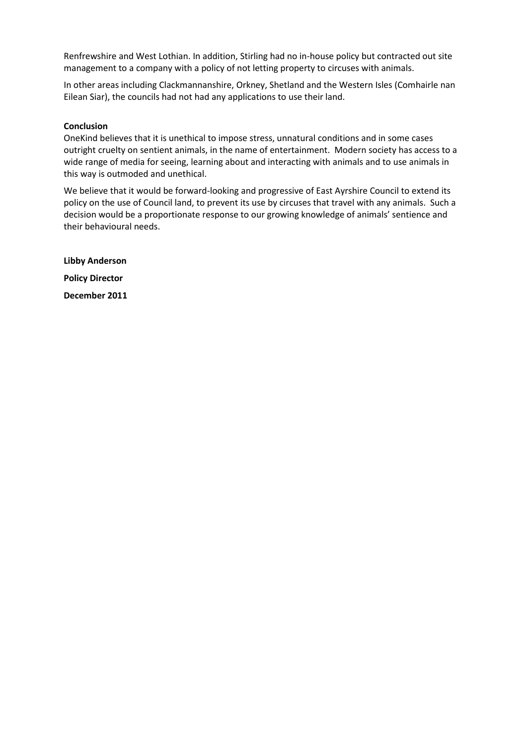Renfrewshire and West Lothian. In addition, Stirling had no in-house policy but contracted out site management to a company with a policy of not letting property to circuses with animals.

In other areas including Clackmannanshire, Orkney, Shetland and the Western Isles (Comhairle nan Eilean Siar), the councils had not had any applications to use their land.

**Conclusion**

OneKind believes that it is unethical to impose stress, unnatural conditions and in some cases outright cruelty on sentient animals, in the name of entertainment. Modern society has access to a wide range of media for seeing, learning about and interacting with animals and to use animals in this way is outmoded and unethical.

We believe that it would be forward-looking and progressive of East Ayrshire Council to extend its policy on the use of Council land, to prevent its use by circuses that travel with any animals. Such a decision would be a proportionate response to our growing knowledge of animals' sentience and their behavioural needs.

**Libby Anderson**

**Policy Director**

**December 2011**